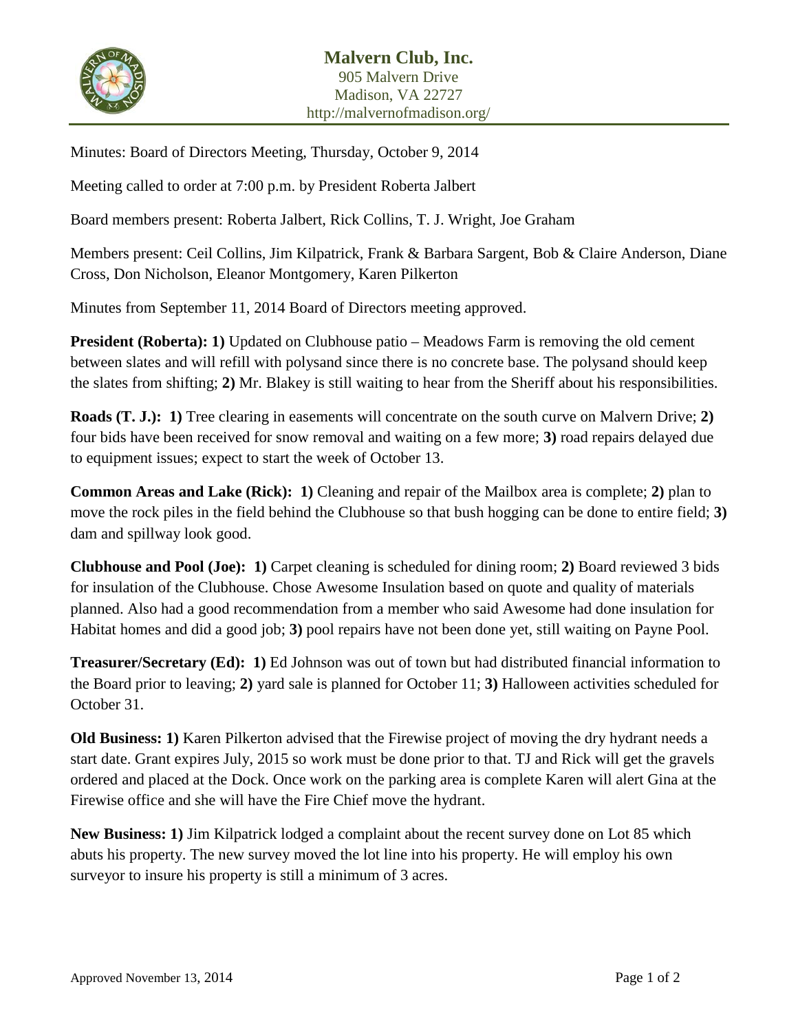# Malvern Club, Inc.

905 Malvern Drive
Madison, VA 22727
http://malvernofmadison.org/

Minutes: Board of Directors Meeting, Thursday, October 9, 2014

Meeting called to order at 7:00 p.m. by President Roberta Jalbert

Board members present: Roberta Jalbert, Rick Collins, T. J. Wright, Joe Graham

Members present: Ceil Collins, Jim Kilpatrick, Frank & Barbara Sargent, Bob & Claire Anderson, Diane Cross, Don Nicholson, Eleanor Montgomery, Karen Pilkerton

Minutes from September 11, 2014 Board of Directors meeting approved.

**President (Roberta): 1)** Updated on Clubhouse patio – Meadows Farm is removing the old cement between slates and will refill with polysand since there is no concrete base. The polysand should keep the slates from shifting; **2)** Mr. Blakey is still waiting to hear from the Sheriff about his responsibilities.

**Roads (T. J.): 1)** Tree clearing in easements will concentrate on the south curve on Malvern Drive; **2)** four bids have been received for snow removal and waiting on a few more; **3)** road repairs delayed due to equipment issues; expect to start the week of October 13.

**Common Areas and Lake (Rick): 1)** Cleaning and repair of the Mailbox area is complete; **2)** plan to move the rock piles in the field behind the Clubhouse so that bush hogging can be done to entire field; **3)** dam and spillway look good.

**Clubhouse and Pool (Joe): 1)** Carpet cleaning is scheduled for dining room; **2)** Board reviewed 3 bids for insulation of the Clubhouse. Chose Awesome Insulation based on quote and quality of materials planned. Also had a good recommendation from a member who said Awesome had done insulation for Habitat homes and did a good job; **3)** pool repairs have not been done yet, still waiting on Payne Pool.

**Treasurer/Secretary (Ed): 1)** Ed Johnson was out of town but had distributed financial information to the Board prior to leaving; **2)** yard sale is planned for October 11; **3)** Halloween activities scheduled for October 31.

**Old Business: 1)** Karen Pilkerton advised that the Firewise project of moving the dry hydrant needs a start date. Grant expires July, 2015 so work must be done prior to that. TJ and Rick will get the gravels ordered and placed at the Dock. Once work on the parking area is complete Karen will alert Gina at the Firewise office and she will have the Fire Chief move the hydrant.

**New Business: 1)** Jim Kilpatrick lodged a complaint about the recent survey done on Lot 85 which abuts his property. The new survey moved the lot line into his property. He will employ his own surveyor to insure his property is still a minimum of 3 acres.

Approved November 13, 2014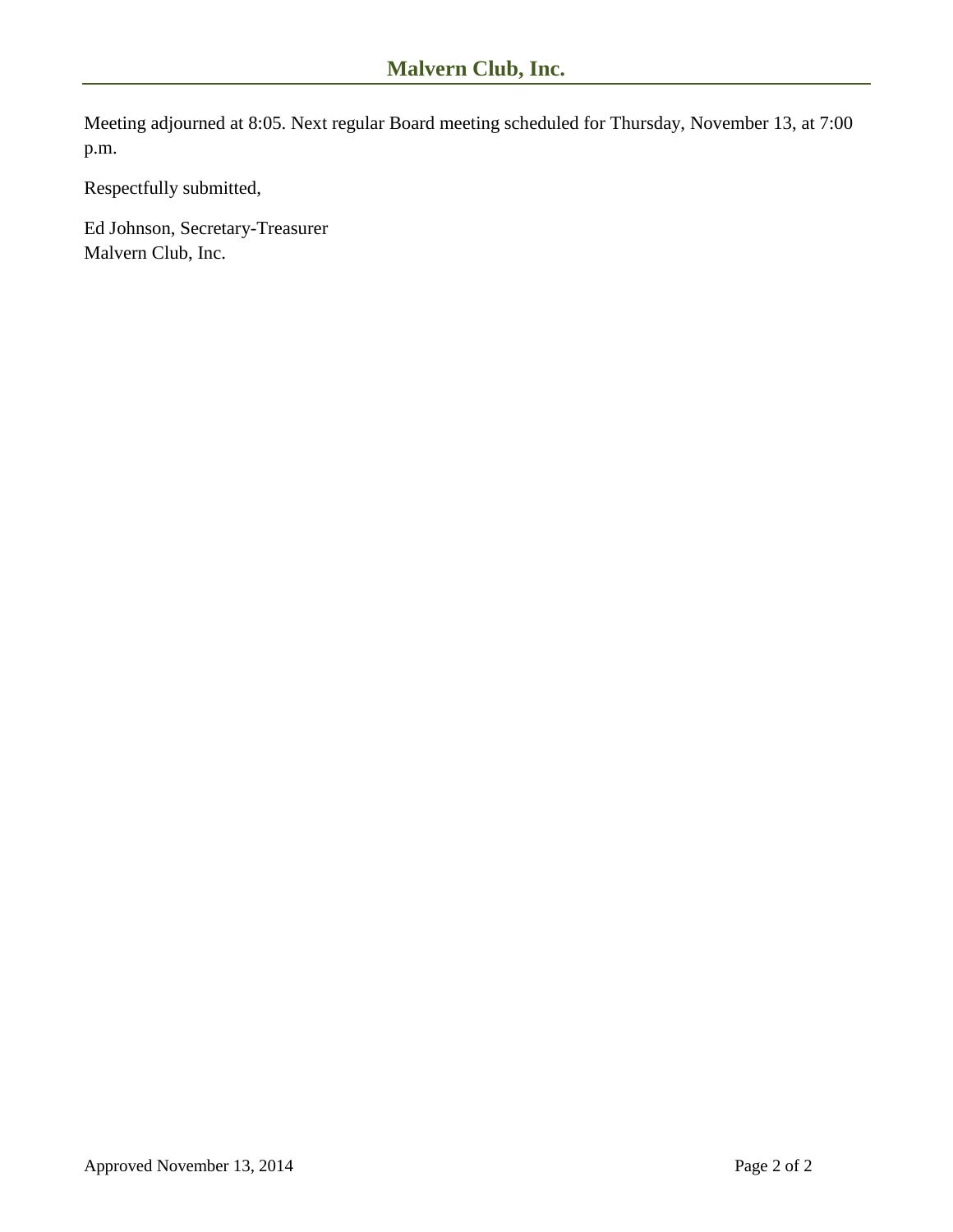Meeting adjourned at 8:05. Next regular Board meeting scheduled for Thursday, November 13, at 7:00 p.m.

Respectfully submitted,

Ed Johnson, Secretary-Treasurer
Malvern Club, Inc.

Approved November 13, 2014